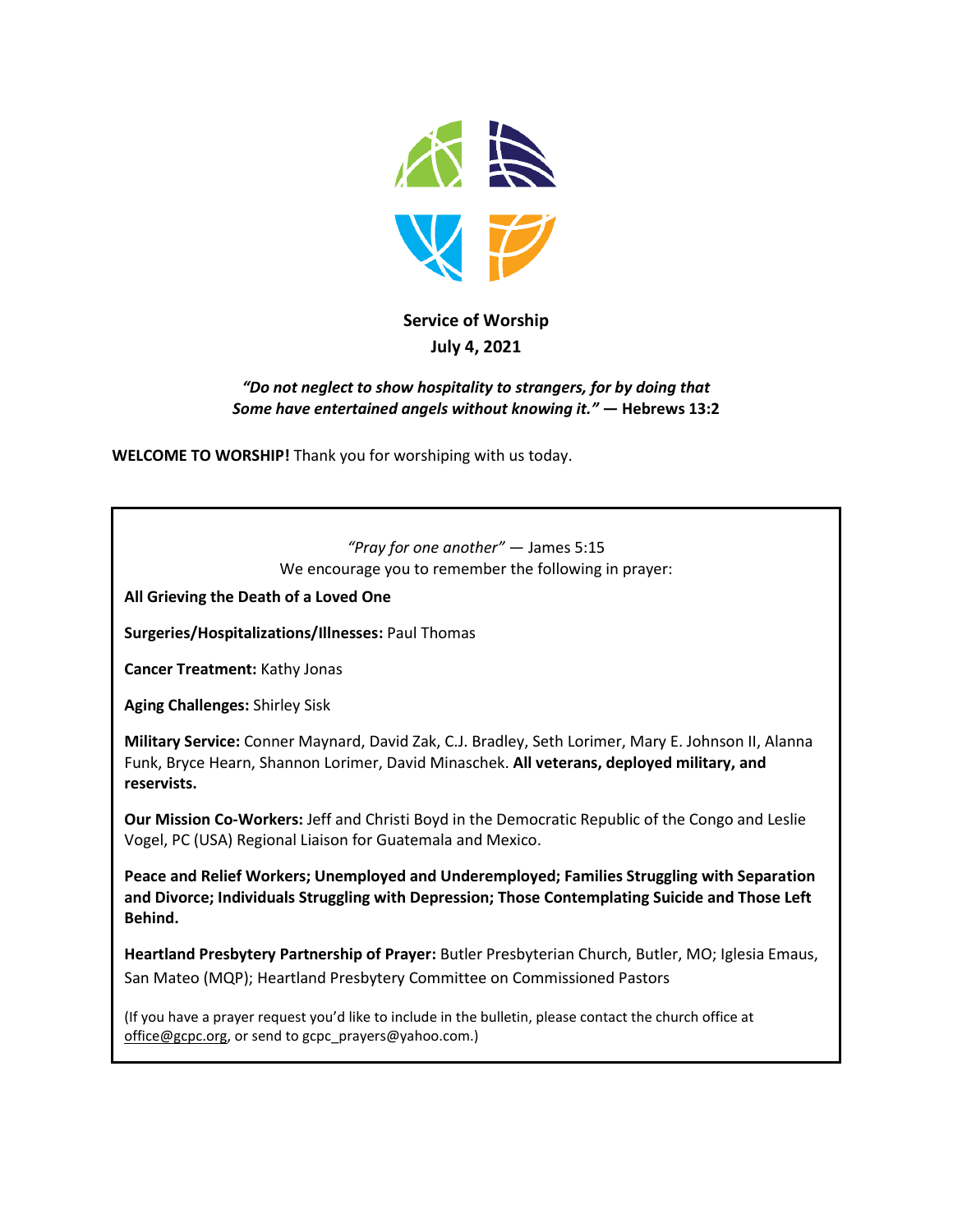**Service of Worship**
**July 4, 2021**

***"Do not neglect to show hospitality to strangers, for by doing that Some have entertained angels without knowing it."*** **— Hebrews 13:2**

**WELCOME TO WORSHIP!** Thank you for worshiping with us today.

*"Pray for one another"* — James 5:15
We encourage you to remember the following in prayer:

**All Grieving the Death of a Loved One**

**Surgeries/Hospitalizations/Illnesses:** Paul Thomas

**Cancer Treatment:** Kathy Jonas

**Aging Challenges:** Shirley Sisk

**Military Service:** Conner Maynard, David Zak, C.J. Bradley, Seth Lorimer, Mary E. Johnson II, Alanna Funk, Bryce Hearn, Shannon Lorimer, David Minaschek. **All veterans, deployed military, and reservists.**

**Our Mission Co-Workers:** Jeff and Christi Boyd in the Democratic Republic of the Congo and Leslie Vogel, PC (USA) Regional Liaison for Guatemala and Mexico.

**Peace and Relief Workers; Unemployed and Underemployed; Families Struggling with Separation and Divorce; Individuals Struggling with Depression; Those Contemplating Suicide and Those Left Behind.**

**Heartland Presbytery Partnership of Prayer:** Butler Presbyterian Church, Butler, MO; Iglesia Emaus, San Mateo (MQP); Heartland Presbytery Committee on Commissioned Pastors

(If you have a prayer request you'd like to include in the bulletin, please contact the church office at office@gcpc.org, or send to gcpc_prayers@yahoo.com.)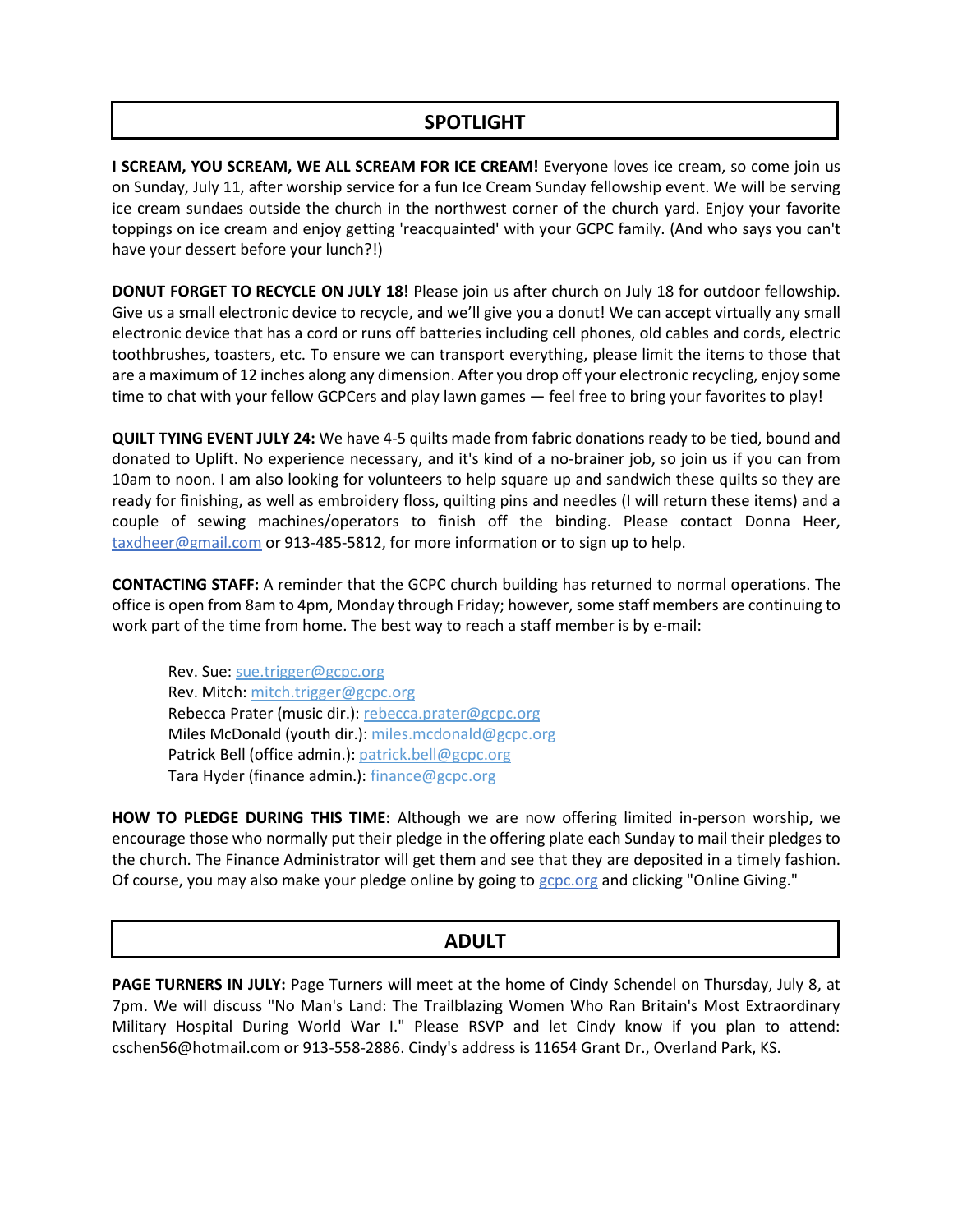## SPOTLIGHT

**I SCREAM, YOU SCREAM, WE ALL SCREAM FOR ICE CREAM!** Everyone loves ice cream, so come join us on Sunday, July 11, after worship service for a fun Ice Cream Sunday fellowship event. We will be serving ice cream sundaes outside the church in the northwest corner of the church yard. Enjoy your favorite toppings on ice cream and enjoy getting 'reacquainted' with your GCPC family. (And who says you can't have your dessert before your lunch?!)

**DONUT FORGET TO RECYCLE ON JULY 18!** Please join us after church on July 18 for outdoor fellowship. Give us a small electronic device to recycle, and we'll give you a donut! We can accept virtually any small electronic device that has a cord or runs off batteries including cell phones, old cables and cords, electric toothbrushes, toasters, etc. To ensure we can transport everything, please limit the items to those that are a maximum of 12 inches along any dimension. After you drop off your electronic recycling, enjoy some time to chat with your fellow GCPCers and play lawn games — feel free to bring your favorites to play!

**QUILT TYING EVENT JULY 24:** We have 4-5 quilts made from fabric donations ready to be tied, bound and donated to Uplift. No experience necessary, and it's kind of a no-brainer job, so join us if you can from 10am to noon. I am also looking for volunteers to help square up and sandwich these quilts so they are ready for finishing, as well as embroidery floss, quilting pins and needles (I will return these items) and a couple of sewing machines/operators to finish off the binding. Please contact Donna Heer, taxdheer@gmail.com or 913-485-5812, for more information or to sign up to help.

**CONTACTING STAFF:** A reminder that the GCPC church building has returned to normal operations. The office is open from 8am to 4pm, Monday through Friday; however, some staff members are continuing to work part of the time from home. The best way to reach a staff member is by e-mail:

Rev. Sue: sue.trigger@gcpc.org
Rev. Mitch: mitch.trigger@gcpc.org
Rebecca Prater (music dir.): rebecca.prater@gcpc.org
Miles McDonald (youth dir.): miles.mcdonald@gcpc.org
Patrick Bell (office admin.): patrick.bell@gcpc.org
Tara Hyder (finance admin.): finance@gcpc.org

**HOW TO PLEDGE DURING THIS TIME:** Although we are now offering limited in-person worship, we encourage those who normally put their pledge in the offering plate each Sunday to mail their pledges to the church. The Finance Administrator will get them and see that they are deposited in a timely fashion. Of course, you may also make your pledge online by going to gcpc.org and clicking "Online Giving."

## ADULT

**PAGE TURNERS IN JULY:** Page Turners will meet at the home of Cindy Schendel on Thursday, July 8, at 7pm. We will discuss "No Man's Land: The Trailblazing Women Who Ran Britain's Most Extraordinary Military Hospital During World War I." Please RSVP and let Cindy know if you plan to attend: cschen56@hotmail.com or 913-558-2886. Cindy's address is 11654 Grant Dr., Overland Park, KS.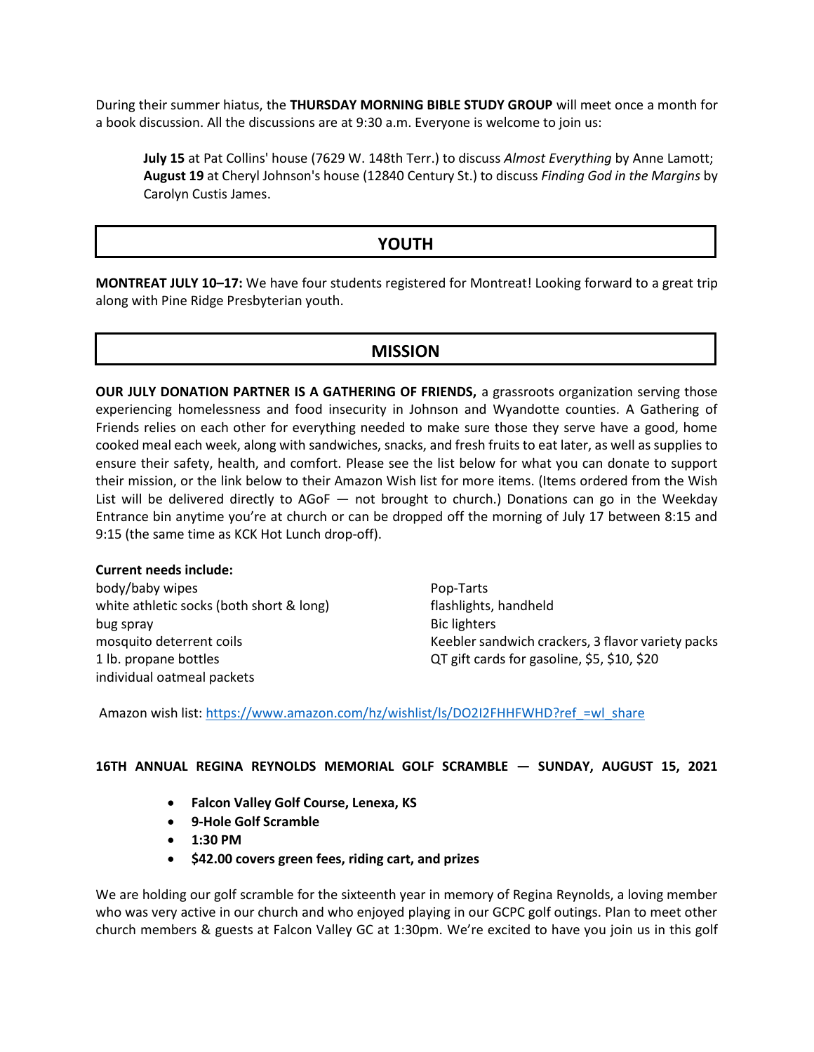During their summer hiatus, the **THURSDAY MORNING BIBLE STUDY GROUP** will meet once a month for a book discussion. All the discussions are at 9:30 a.m. Everyone is welcome to join us:

> **July 15** at Pat Collins' house (7629 W. 148th Terr.) to discuss *Almost Everything* by Anne Lamott;
> **August 19** at Cheryl Johnson's house (12840 Century St.) to discuss *Finding God in the Margins* by Carolyn Custis James.

## YOUTH

**MONTREAT JULY 10–17:** We have four students registered for Montreat! Looking forward to a great trip along with Pine Ridge Presbyterian youth.

## MISSION

**OUR JULY DONATION PARTNER IS A GATHERING OF FRIENDS,** a grassroots organization serving those experiencing homelessness and food insecurity in Johnson and Wyandotte counties. A Gathering of Friends relies on each other for everything needed to make sure those they serve have a good, home cooked meal each week, along with sandwiches, snacks, and fresh fruits to eat later, as well as supplies to ensure their safety, health, and comfort. Please see the list below for what you can donate to support their mission, or the link below to their Amazon Wish list for more items. (Items ordered from the Wish List will be delivered directly to AGoF — not brought to church.) Donations can go in the Weekday Entrance bin anytime you're at church or can be dropped off the morning of July 17 between 8:15 and 9:15 (the same time as KCK Hot Lunch drop-off).

**Current needs include:**

- body/baby wipes
- white athletic socks (both short & long)
- bug spray
- mosquito deterrent coils
- 1 lb. propane bottles
- individual oatmeal packets
- Pop-Tarts
- flashlights, handheld
- Bic lighters
- Keebler sandwich crackers, 3 flavor variety packs
- QT gift cards for gasoline, $5, $10, $20

Amazon wish list: https://www.amazon.com/hz/wishlist/ls/DO2I2FHHFWHD?ref_=wl_share

**16TH ANNUAL REGINA REYNOLDS MEMORIAL GOLF SCRAMBLE — SUNDAY, AUGUST 15, 2021**

- **Falcon Valley Golf Course, Lenexa, KS**
- **9-Hole Golf Scramble**
- **1:30 PM**
- **$42.00 covers green fees, riding cart, and prizes**

We are holding our golf scramble for the sixteenth year in memory of Regina Reynolds, a loving member who was very active in our church and who enjoyed playing in our GCPC golf outings. Plan to meet other church members & guests at Falcon Valley GC at 1:30pm. We're excited to have you join us in this golf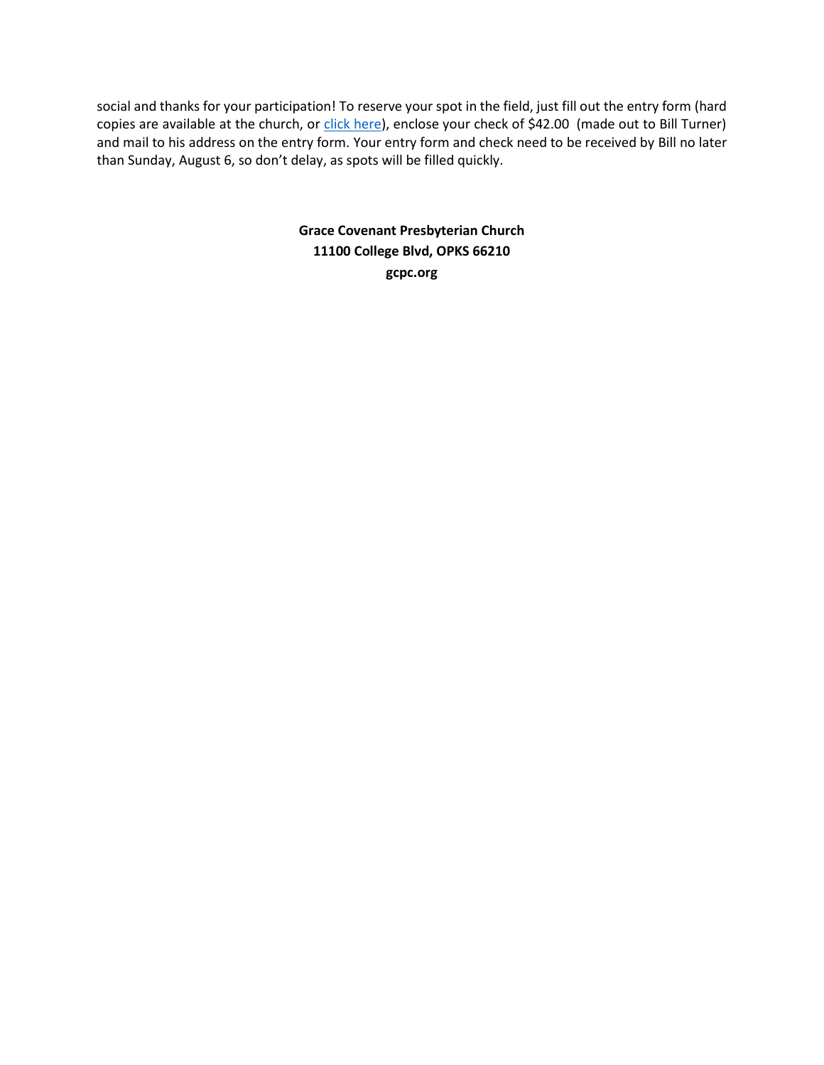social and thanks for your participation! To reserve your spot in the field, just fill out the entry form (hard copies are available at the church, or click here), enclose your check of $42.00 (made out to Bill Turner) and mail to his address on the entry form. Your entry form and check need to be received by Bill no later than Sunday, August 6, so don't delay, as spots will be filled quickly.

**Grace Covenant Presbyterian Church**
**11100 College Blvd, OPKS 66210**
**gcpc.org**